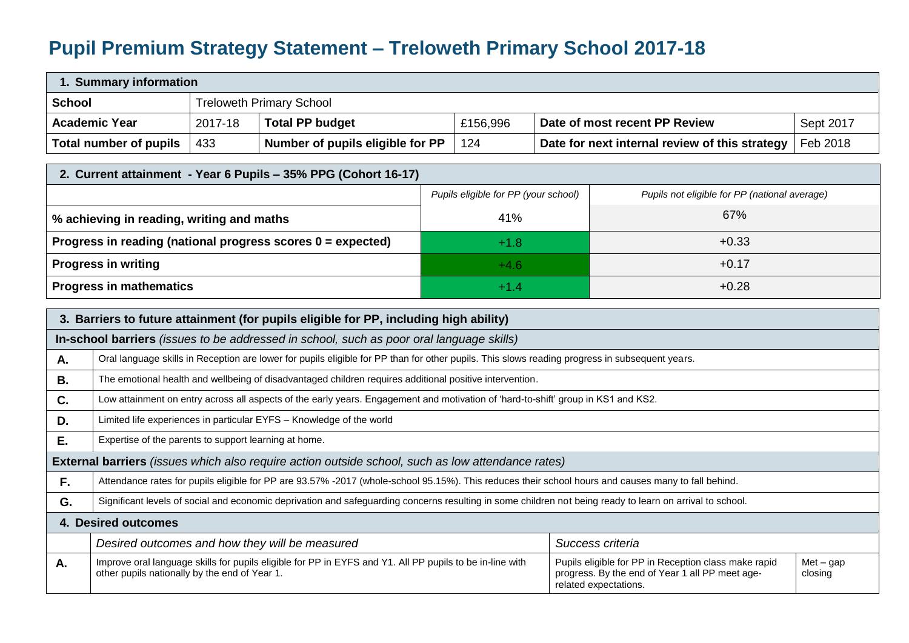# Pupil Premium Strategy Statement – Treloweth Primary School 2017-18

| 1. Summary information | | | | | |
|---|---|---|---|---|---|
| **School** | Treloweth Primary School | | | | |
| **Academic Year** | 2017-18 | **Total PP budget** | £156,996 | **Date of most recent PP Review** | Sept 2017 |
| **Total number of pupils** | 433 | **Number of pupils eligible for PP** | 124 | **Date for next internal review of this strategy** | Feb 2018 |

| 2. Current attainment - Year 6 Pupils – 35% PPG (Cohort 16-17) | | |
|---|---|---|
| | *Pupils eligible for PP (your school)* | *Pupils not eligible for PP (national average)* |
| **% achieving in reading, writing and maths** | 41% | 67% |
| **Progress in reading (national progress scores 0 = expected)** | +1.8 | +0.33 |
| **Progress in writing** | +4.6 | +0.17 |
| **Progress in mathematics** | +1.4 | +0.28 |

| 3. Barriers to future attainment (for pupils eligible for PP, including high ability) | |
|---|---|
| **In-school barriers** *(issues to be addressed in school, such as poor oral language skills)* | |
| **A.** | Oral language skills in Reception are lower for pupils eligible for PP than for other pupils. This slows reading progress in subsequent years. |
| **B.** | The emotional health and wellbeing of disadvantaged children requires additional positive intervention. |
| **C.** | Low attainment on entry across all aspects of the early years. Engagement and motivation of 'hard-to-shift' group in KS1 and KS2. |
| **D.** | Limited life experiences in particular EYFS – Knowledge of the world |
| **E.** | Expertise of the parents to support learning at home. |
| **External barriers** *(issues which also require action outside school, such as low attendance rates)* | |
| **F.** | Attendance rates for pupils eligible for PP are 93.57% -2017 (whole-school 95.15%). This reduces their school hours and causes many to fall behind. |
| **G.** | Significant levels of social and economic deprivation and safeguarding concerns resulting in some children not being ready to learn on arrival to school. |

| 4. Desired outcomes | | | |
|---|---|---|---|
| | *Desired outcomes and how they will be measured* | *Success criteria* | |
| **A.** | Improve oral language skills for pupils eligible for PP in EYFS and Y1. All PP pupils to be in-line with other pupils nationally by the end of Year 1. | Pupils eligible for PP in Reception class make rapid progress. By the end of Year 1 all PP meet age-related expectations. | Met – gap closing |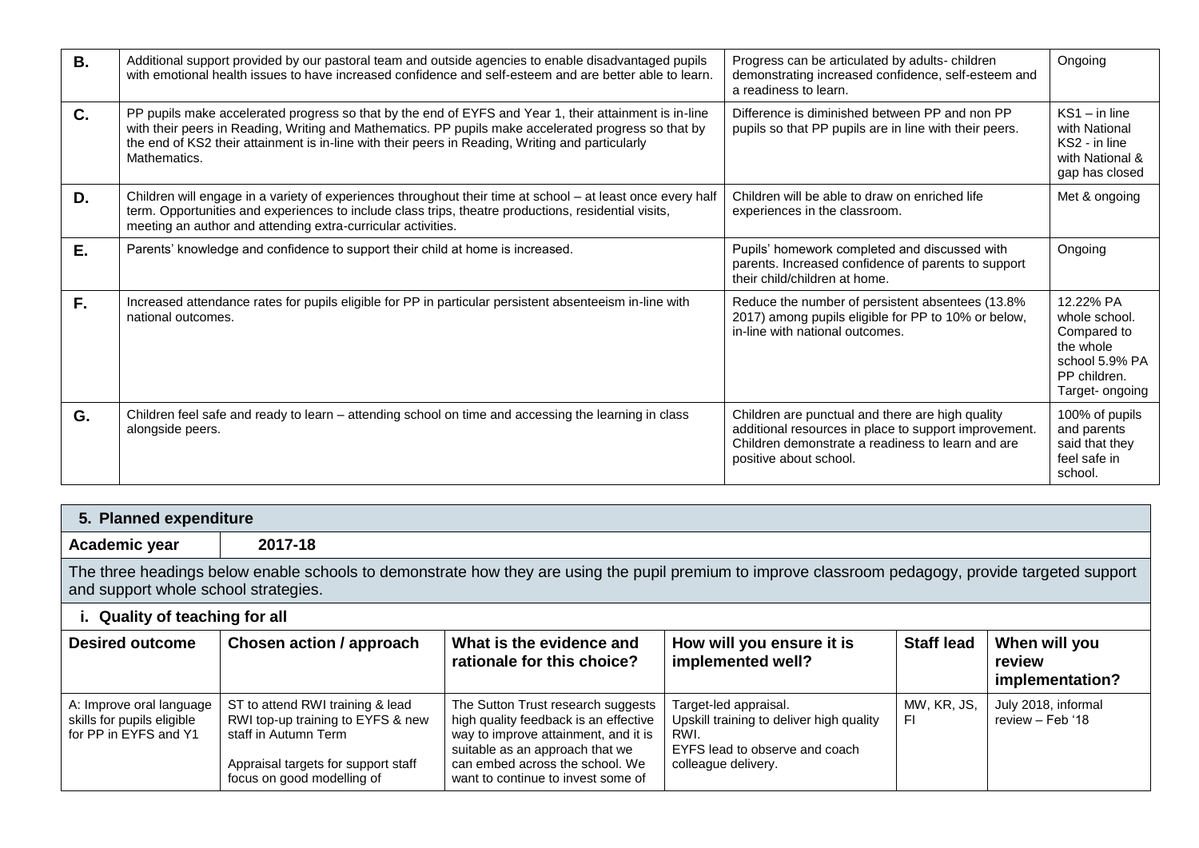| | | | |
|---|---|---|---|
| **B.** | Additional support provided by our pastoral team and outside agencies to enable disadvantaged pupils with emotional health issues to have increased confidence and self-esteem and are better able to learn. | Progress can be articulated by adults- children demonstrating increased confidence, self-esteem and a readiness to learn. | Ongoing |
| **C.** | PP pupils make accelerated progress so that by the end of EYFS and Year 1, their attainment is in-line with their peers in Reading, Writing and Mathematics. PP pupils make accelerated progress so that by the end of KS2 their attainment is in-line with their peers in Reading, Writing and particularly Mathematics. | Difference is diminished between PP and non PP pupils so that PP pupils are in line with their peers. | KS1 – in line with National KS2 - in line with National & gap has closed |
| **D.** | Children will engage in a variety of experiences throughout their time at school – at least once every half term. Opportunities and experiences to include class trips, theatre productions, residential visits, meeting an author and attending extra-curricular activities. | Children will be able to draw on enriched life experiences in the classroom. | Met & ongoing |
| **E.** | Parents' knowledge and confidence to support their child at home is increased. | Pupils' homework completed and discussed with parents. Increased confidence of parents to support their child/children at home. | Ongoing |
| **F.** | Increased attendance rates for pupils eligible for PP in particular persistent absenteeism in-line with national outcomes. | Reduce the number of persistent absentees (13.8% 2017) among pupils eligible for PP to 10% or below, in-line with national outcomes. | 12.22% PA whole school. Compared to the whole school 5.9% PA PP children. Target- ongoing |
| **G.** | Children feel safe and ready to learn – attending school on time and accessing the learning in class alongside peers. | Children are punctual and there are high quality additional resources in place to support improvement. Children demonstrate a readiness to learn and are positive about school. | 100% of pupils and parents said that they feel safe in school. |

## 5. Planned expenditure

**Academic year** | **2017-18**

The three headings below enable schools to demonstrate how they are using the pupil premium to improve classroom pedagogy, provide targeted support and support whole school strategies.

### i. Quality of teaching for all

| Desired outcome | Chosen action / approach | What is the evidence and rationale for this choice? | How will you ensure it is implemented well? | Staff lead | When will you review implementation? |
|---|---|---|---|---|---|
| A: Improve oral language skills for pupils eligible for PP in EYFS and Y1 | ST to attend RWI training & lead RWI top-up training to EYFS & new staff in Autumn Term<br><br>Appraisal targets for support staff focus on good modelling of | The Sutton Trust research suggests high quality feedback is an effective way to improve attainment, and it is suitable as an approach that we can embed across the school. We want to continue to invest some of | Target-led appraisal.<br>Upskill training to deliver high quality RWI.<br>EYFS lead to observe and coach colleague delivery. | MW, KR, JS, FI | July 2018, informal review – Feb '18 |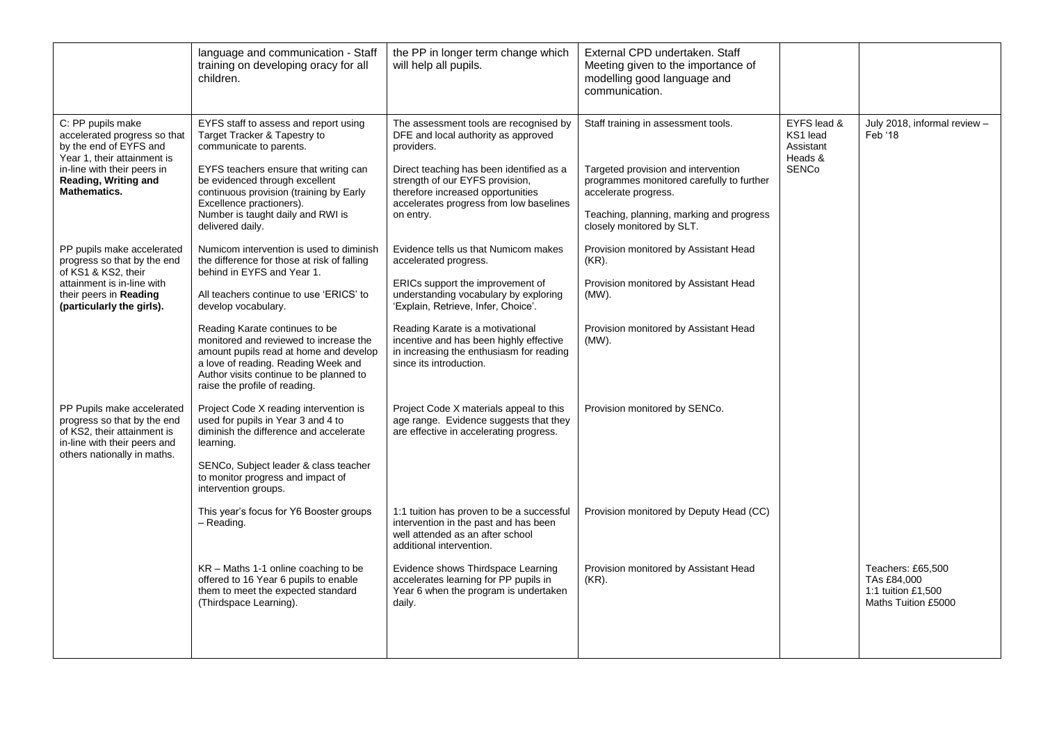| | | | | | |
|---|---|---|---|---|---|
| | language and communication - Staff training on developing oracy for all children. | the PP in longer term change which will help all pupils. | External CPD undertaken. Staff Meeting given to the importance of modelling good language and communication. | | |
| C: PP pupils make accelerated progress so that by the end of EYFS and Year 1, their attainment is in-line with their peers in **Reading, Writing and Mathematics.** | EYFS staff to assess and report using Target Tracker & Tapestry to communicate to parents.<br><br>EYFS teachers ensure that writing can be evidenced through excellent continuous provision (training by Early Excellence practioners). Number is taught daily and RWI is delivered daily. | The assessment tools are recognised by DFE and local authority as approved providers.<br><br>Direct teaching has been identified as a strength of our EYFS provision, therefore increased opportunities accelerates progress from low baselines on entry. | Staff training in assessment tools.<br><br>Targeted provision and intervention programmes monitored carefully to further accelerate progress.<br><br>Teaching, planning, marking and progress closely monitored by SLT. | EYFS lead & KS1 lead Assistant Heads & SENCo | July 2018, informal review – Feb '18 |
| PP pupils make accelerated progress so that by the end of KS1 & KS2, their attainment is in-line with their peers in **Reading (particularly the girls).** | Numicom intervention is used to diminish the difference for those at risk of falling behind in EYFS and Year 1.<br><br>All teachers continue to use 'ERICS' to develop vocabulary.<br><br>Reading Karate continues to be monitored and reviewed to increase the amount pupils read at home and develop a love of reading. Reading Week and Author visits continue to be planned to raise the profile of reading. | Evidence tells us that Numicom makes accelerated progress.<br><br>ERICs support the improvement of understanding vocabulary by exploring 'Explain, Retrieve, Infer, Choice'.<br><br>Reading Karate is a motivational incentive and has been highly effective in increasing the enthusiasm for reading since its introduction. | Provision monitored by Assistant Head (KR).<br><br>Provision monitored by Assistant Head (MW).<br><br>Provision monitored by Assistant Head (MW). | | |
| PP Pupils make accelerated progress so that by the end of KS2, their attainment is in-line with their peers and others nationally in maths. | Project Code X reading intervention is used for pupils in Year 3 and 4 to diminish the difference and accelerate learning.<br><br>SENCo, Subject leader & class teacher to monitor progress and impact of intervention groups.<br><br>This year's focus for Y6 Booster groups – Reading.<br><br>KR – Maths 1-1 online coaching to be offered to 16 Year 6 pupils to enable them to meet the expected standard (Thirdspace Learning). | Project Code X materials appeal to this age range. Evidence suggests that they are effective in accelerating progress.<br><br>1:1 tuition has proven to be a successful intervention in the past and has been well attended as an after school additional intervention.<br><br>Evidence shows Thirdspace Learning accelerates learning for PP pupils in Year 6 when the program is undertaken daily. | Provision monitored by SENCo.<br><br>Provision monitored by Deputy Head (CC)<br><br>Provision monitored by Assistant Head (KR). | | Teachers: £65,500<br>TAs £84,000<br>1:1 tuition £1,500<br>Maths Tuition £5000 |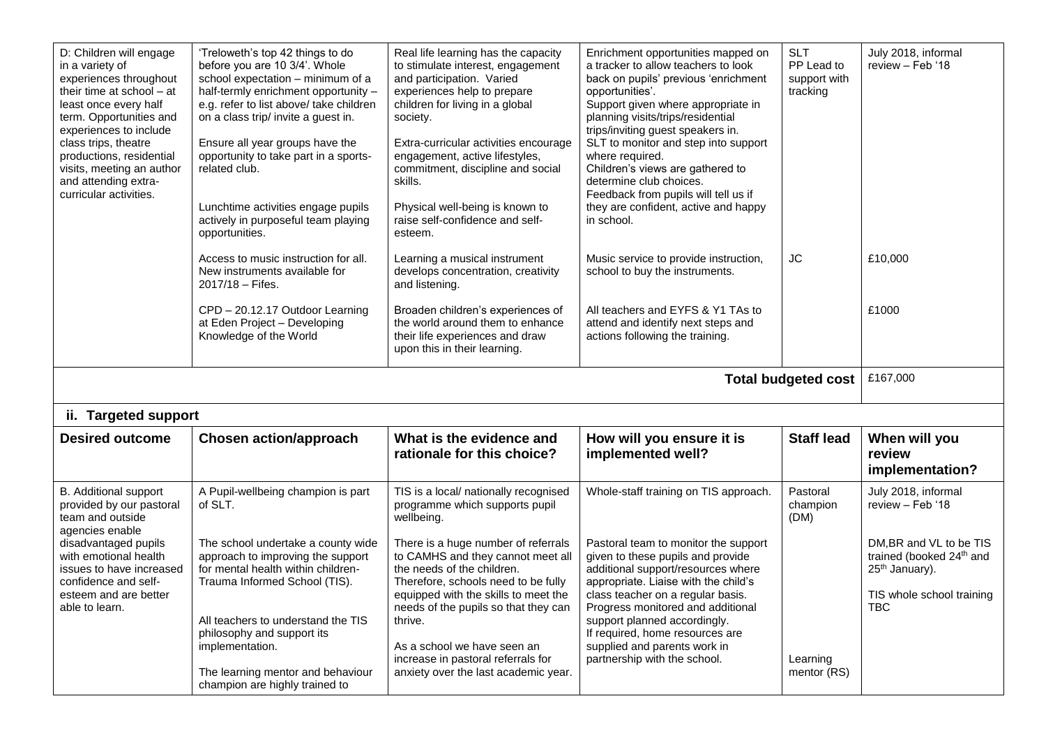| D: Children will engage in a variety of experiences throughout their time at school – at least once every half term. Opportunities and experiences to include class trips, theatre productions, residential visits, meeting an author and attending extra-curricular activities. | 'Treloweth's top 42 things to do before you are 10 3/4'. Whole school expectation – minimum of a half-termly enrichment opportunity – e.g. refer to list above/ take children on a class trip/ invite a guest in.<br><br>Ensure all year groups have the opportunity to take part in a sports-related club.<br><br>Lunchtime activities engage pupils actively in purposeful team playing opportunities. | Real life learning has the capacity to stimulate interest, engagement and participation. Varied experiences help to prepare children for living in a global society.<br><br>Extra-curricular activities encourage engagement, active lifestyles, commitment, discipline and social skills.<br><br>Physical well-being is known to raise self-confidence and self-esteem. | Enrichment opportunities mapped on a tracker to allow teachers to look back on pupils' previous 'enrichment opportunities'.<br>Support given where appropriate in planning visits/trips/residential trips/inviting guest speakers in.<br>SLT to monitor and step into support where required.<br>Children's views are gathered to determine club choices.<br>Feedback from pupils will tell us if they are confident, active and happy in school. | SLT<br>PP Lead to support with tracking | July 2018, informal review – Feb '18 |
|---|---|---|---|---|---|
| | Access to music instruction for all. New instruments available for 2017/18 – Fifes. | Learning a musical instrument develops concentration, creativity and listening. | Music service to provide instruction, school to buy the instruments. | JC | £10,000 |
| | CPD – 20.12.17 Outdoor Learning at Eden Project – Developing Knowledge of the World | Broaden children's experiences of the world around them to enhance their life experiences and draw upon this in their learning. | All teachers and EYFS & Y1 TAs to attend and identify next steps and actions following the training. | | £1000 |
| | | | | **Total budgeted cost** | £167,000 |

## ii. Targeted support

| Desired outcome | Chosen action/approach | What is the evidence and rationale for this choice? | How will you ensure it is implemented well? | Staff lead | When will you review implementation? |
|---|---|---|---|---|---|
| B. Additional support provided by our pastoral team and outside agencies enable disadvantaged pupils with emotional health issues to have increased confidence and self-esteem and are better able to learn. | A Pupil-wellbeing champion is part of SLT.<br><br>The school undertake a county wide approach to improving the support for mental health within children- Trauma Informed School (TIS).<br><br>All teachers to understand the TIS philosophy and support its implementation.<br><br>The learning mentor and behaviour champion are highly trained to | TIS is a local/ nationally recognised programme which supports pupil wellbeing.<br><br>There is a huge number of referrals to CAMHS and they cannot meet all the needs of the children. Therefore, schools need to be fully equipped with the skills to meet the needs of the pupils so that they can thrive.<br><br>As a school we have seen an increase in pastoral referrals for anxiety over the last academic year. | Whole-staff training on TIS approach.<br><br>Pastoral team to monitor the support given to these pupils and provide additional support/resources where appropriate. Liaise with the child's class teacher on a regular basis. Progress monitored and additional support planned accordingly.<br>If required, home resources are supplied and parents work in partnership with the school. | Pastoral champion (DM)<br><br>Learning mentor (RS) | July 2018, informal review – Feb '18<br><br>DM,BR and VL to be TIS trained (booked 24th and 25th January).<br><br>TIS whole school training TBC |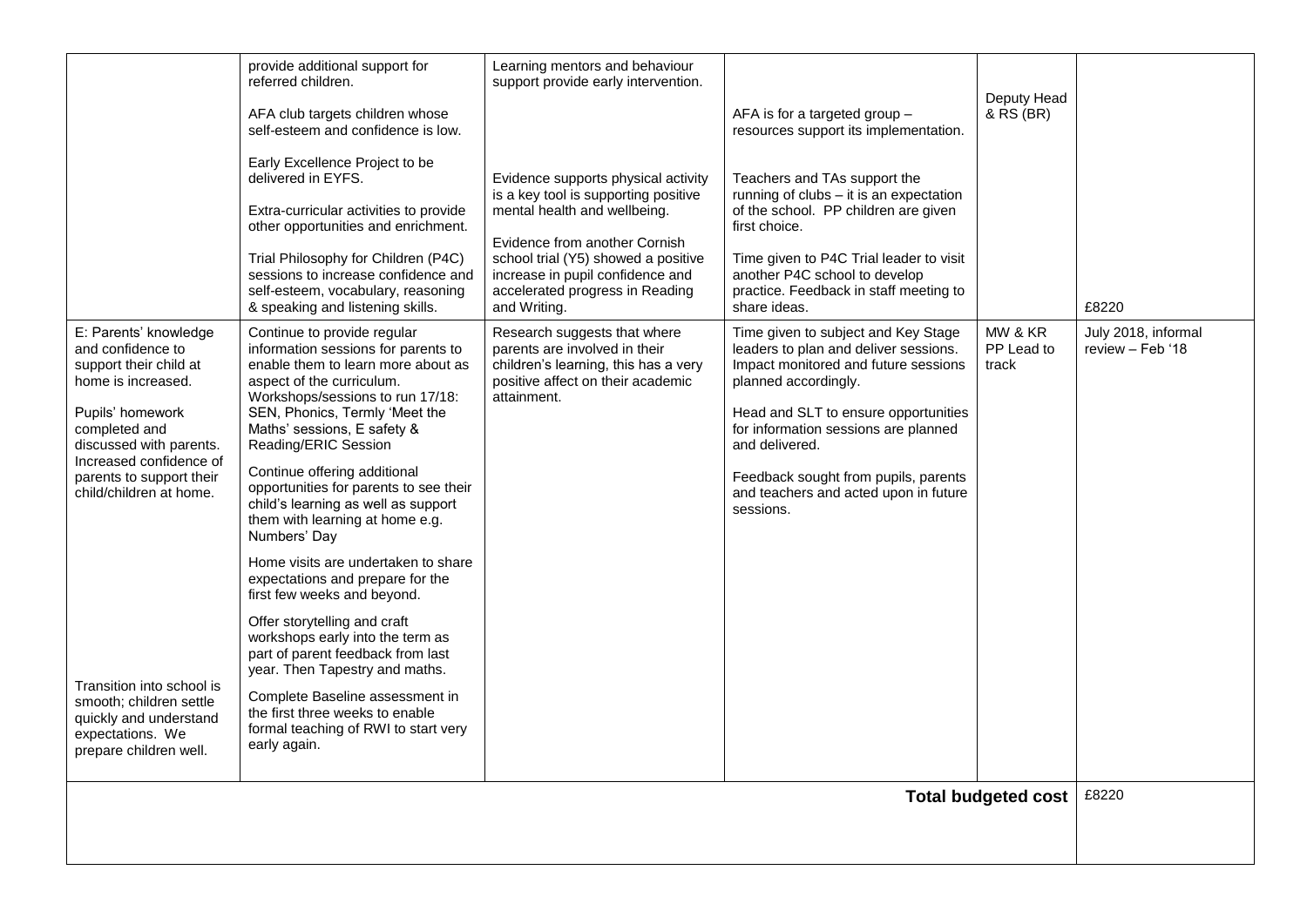| | | | | | |
|---|---|---|---|---|---|
| | provide additional support for referred children.<br><br>AFA club targets children whose self-esteem and confidence is low.<br><br>Early Excellence Project to be delivered in EYFS.<br><br>Extra-curricular activities to provide other opportunities and enrichment.<br><br>Trial Philosophy for Children (P4C) sessions to increase confidence and self-esteem, vocabulary, reasoning & speaking and listening skills. | Learning mentors and behaviour support provide early intervention.<br><br>Evidence supports physical activity is a key tool is supporting positive mental health and wellbeing.<br><br>Evidence from another Cornish school trial (Y5) showed a positive increase in pupil confidence and accelerated progress in Reading and Writing. | AFA is for a targeted group – resources support its implementation.<br><br>Teachers and TAs support the running of clubs – it is an expectation of the school. PP children are given first choice.<br><br>Time given to P4C Trial leader to visit another P4C school to develop practice. Feedback in staff meeting to share ideas. | Deputy Head & RS (BR) | £8220 |
| E: Parents' knowledge and confidence to support their child at home is increased.<br><br>Pupils' homework completed and discussed with parents. Increased confidence of parents to support their child/children at home.<br><br>Transition into school is smooth; children settle quickly and understand expectations. We prepare children well. | Continue to provide regular information sessions for parents to enable them to learn more about as aspect of the curriculum. Workshops/sessions to run 17/18: SEN, Phonics, Termly 'Meet the Maths' sessions, E safety & Reading/ERIC Session<br><br>Continue offering additional opportunities for parents to see their child's learning as well as support them with learning at home e.g. Numbers' Day<br><br>Home visits are undertaken to share expectations and prepare for the first few weeks and beyond.<br><br>Offer storytelling and craft workshops early into the term as part of parent feedback from last year. Then Tapestry and maths.<br><br>Complete Baseline assessment in the first three weeks to enable formal teaching of RWI to start very early again. | Research suggests that where parents are involved in their children's learning, this has a very positive affect on their academic attainment. | Time given to subject and Key Stage leaders to plan and deliver sessions. Impact monitored and future sessions planned accordingly.<br><br>Head and SLT to ensure opportunities for information sessions are planned and delivered.<br><br>Feedback sought from pupils, parents and teachers and acted upon in future sessions. | MW & KR PP Lead to track | July 2018, informal review – Feb '18 |
| | | | | **Total budgeted cost** | £8220 |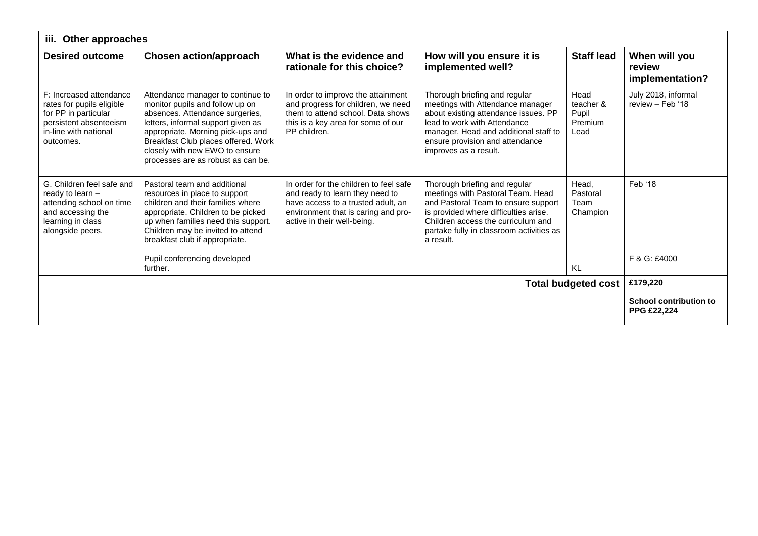| iii. Other approaches | | | | | |
|---|---|---|---|---|---|
| **Desired outcome** | **Chosen action/approach** | **What is the evidence and rationale for this choice?** | **How will you ensure it is implemented well?** | **Staff lead** | **When will you review implementation?** |
| F: Increased attendance rates for pupils eligible for PP in particular persistent absenteeism in-line with national outcomes. | Attendance manager to continue to monitor pupils and follow up on absences. Attendance surgeries, letters, informal support given as appropriate. Morning pick-ups and Breakfast Club places offered. Work closely with new EWO to ensure processes are as robust as can be. | In order to improve the attainment and progress for children, we need them to attend school. Data shows this is a key area for some of our PP children. | Thorough briefing and regular meetings with Attendance manager about existing attendance issues. PP lead to work with Attendance manager, Head and additional staff to ensure provision and attendance improves as a result. | Head teacher & Pupil Premium Lead | July 2018, informal review – Feb '18 |
| G. Children feel safe and ready to learn – attending school on time and accessing the learning in class alongside peers. | Pastoral team and additional resources in place to support children and their families where appropriate. Children to be picked up when families need this support. Children may be invited to attend breakfast club if appropriate.<br><br>Pupil conferencing developed further. | In order for the children to feel safe and ready to learn they need to have access to a trusted adult, an environment that is caring and pro-active in their well-being. | Thorough briefing and regular meetings with Pastoral Team. Head and Pastoral Team to ensure support is provided where difficulties arise. Children access the curriculum and partake fully in classroom activities as a result. | Head, Pastoral Team Champion<br><br>KL | Feb '18<br><br>F & G: £4000 |
| | | | | **Total budgeted cost** | **£179,220**<br><br>**School contribution to PPG £22,224** |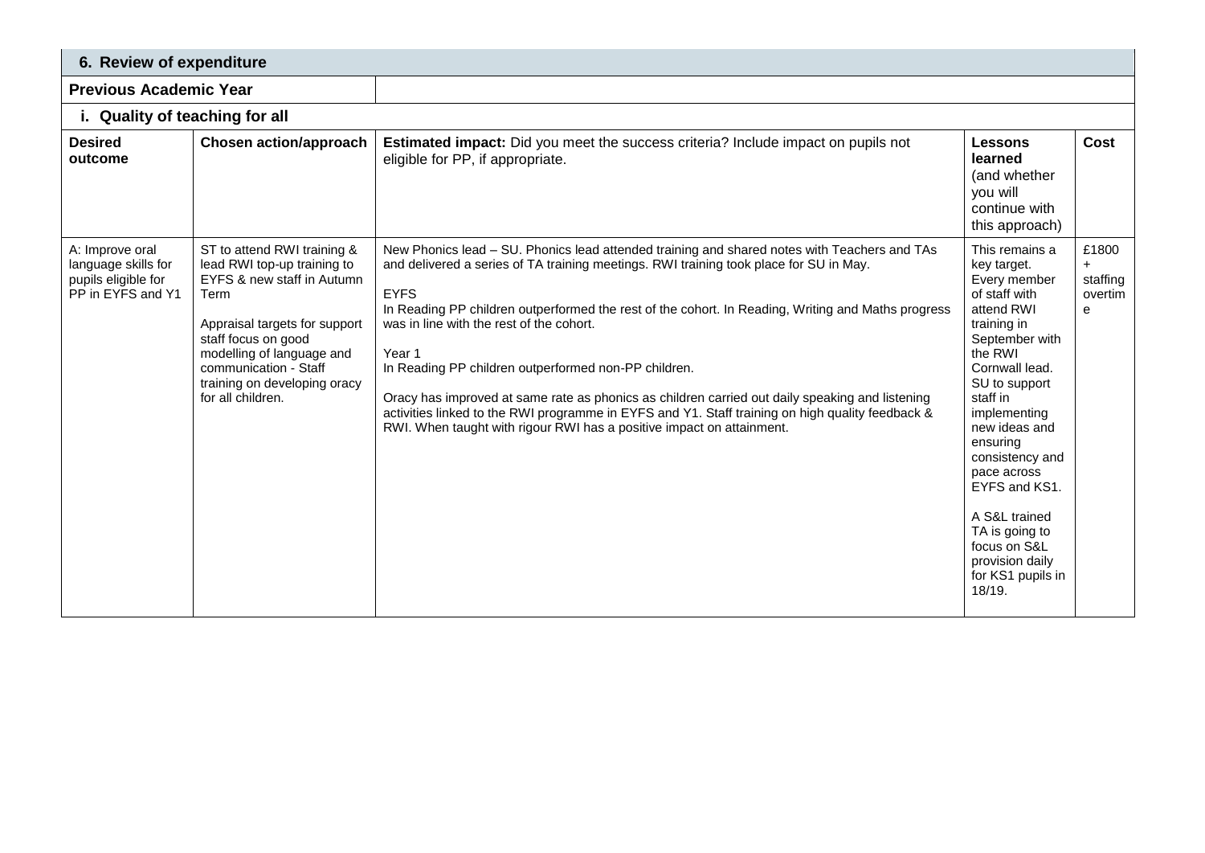## 6. Review of expenditure

**Previous Academic Year**

### i. Quality of teaching for all

| Desired outcome | Chosen action/approach | Estimated impact: Did you meet the success criteria? Include impact on pupils not eligible for PP, if appropriate. | Lessons learned (and whether you will continue with this approach) | Cost |
|---|---|---|---|---|
| A: Improve oral language skills for pupils eligible for PP in EYFS and Y1 | ST to attend RWI training & lead RWI top-up training to EYFS & new staff in Autumn Term<br><br>Appraisal targets for support staff focus on good modelling of language and communication - Staff training on developing oracy for all children. | New Phonics lead – SU. Phonics lead attended training and shared notes with Teachers and TAs and delivered a series of TA training meetings. RWI training took place for SU in May.<br><br>EYFS<br>In Reading PP children outperformed the rest of the cohort. In Reading, Writing and Maths progress was in line with the rest of the cohort.<br><br>Year 1<br>In Reading PP children outperformed non-PP children.<br><br>Oracy has improved at same rate as phonics as children carried out daily speaking and listening activities linked to the RWI programme in EYFS and Y1. Staff training on high quality feedback & RWI. When taught with rigour RWI has a positive impact on attainment. | This remains a key target. Every member of staff with attend RWI training in September with the RWI Cornwall lead. SU to support staff in implementing new ideas and ensuring consistency and pace across EYFS and KS1.<br><br>A S&L trained TA is going to focus on S&L provision daily for KS1 pupils in 18/19. | £1800 + staffing overtime |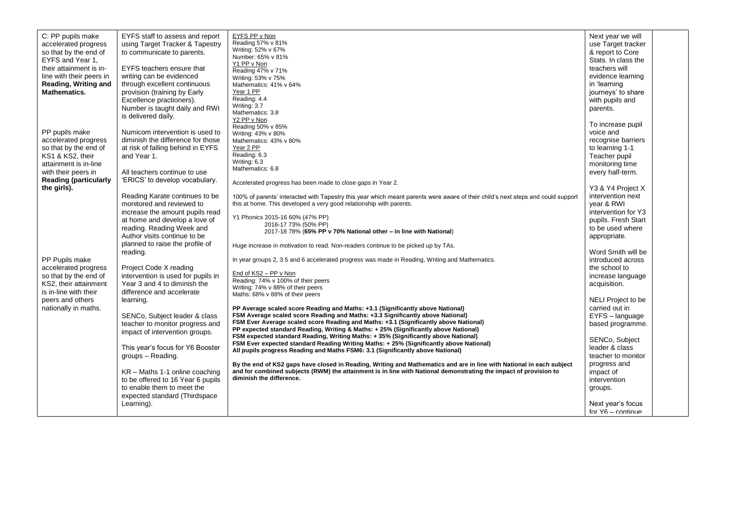| | | | | |
|---|---|---|---|---|
| C: PP pupils make accelerated progress so that by the end of EYFS and Year 1, their attainment is in-line with their peers in **Reading, Writing and Mathematics.**<br><br>PP pupils make accelerated progress so that by the end of KS1 & KS2, their attainment is in-line with their peers in **Reading (particularly the girls).**<br><br>PP Pupils make accelerated progress so that by the end of KS2, their attainment is in-line with their peers and others nationally in maths. | EYFS staff to assess and report using Target Tracker & Tapestry to communicate to parents.<br><br>EYFS teachers ensure that writing can be evidenced through excellent continuous provision (training by Early Excellence practioners). Number is taught daily and RWI is delivered daily.<br><br>Numicom intervention is used to diminish the difference for those at risk of falling behind in EYFS and Year 1.<br><br>All teachers continue to use 'ERICS' to develop vocabulary.<br><br>Reading Karate continues to be monitored and reviewed to increase the amount pupils read at home and develop a love of reading. Reading Week and Author visits continue to be planned to raise the profile of reading.<br><br>Project Code X reading intervention is used for pupils in Year 3 and 4 to diminish the difference and accelerate learning.<br><br>SENCo, Subject leader & class teacher to monitor progress and impact of intervention groups.<br><br>This year's focus for Y6 Booster groups – Reading.<br><br>KR – Maths 1-1 online coaching to be offered to 16 Year 6 pupils to enable them to meet the expected standard (Thirdspace Learning). | EYFS PP v Non<br>Reading 57% v 81%<br>Writing: 52% v 67%<br>Number: 65% v 81%<br>Y1 PP v Non<br>Reading 47% v 71%<br>Writing: 53% v 75%<br>Mathematics: 41% v 64%<br>Year 1 PP<br>Reading: 4.4<br>Writing: 3.7<br>Mathematics: 3.8<br>Y2 PP v Non<br>Reading 50% v 85%<br>Writing: 43% v 80%<br>Mathematics: 43% v 80%<br>Year 2 PP<br>Reading: 6.3<br>Writing: 6.3<br>Mathematics: 6.8<br><br>Accelerated progress has been made to close gaps in Year 2.<br><br>100% of parents' interacted with Tapestry this year which meant parents were aware of their child's next steps and could support this at home. This developed a very good relationship with parents.<br><br>Y1 Phonics 2015-16 60% (47% PP)<br>2016-17 73% (50% PP)<br>2017-18 78% (**65% PP v 70% National other – in line with National**)<br><br>Huge increase in motivation to read. Non-readers continue to be picked up by TAs.<br><br>In year groups 2, 3 5 and 6 accelerated progress was made in Reading, Writing and Mathematics.<br><br>End of KS2 – PP v Non<br>Reading: 74% v 100% of their peers<br>Writing: 74% v 88% of their peers<br>Maths: 68% v 88% of their peers<br><br>**PP Average scaled score Reading and Maths: +3.1 (Significantly above National)**<br>**FSM Average scaled score Reading and Maths: +3.3 Significantly above National)**<br>**FSM Ever Average scaled score Reading and Maths: +3.1 (Significantly above National)**<br>**PP expected standard Reading, Writing & Maths: + 25% (Significantly above National)**<br>**FSM expected standard Reading, Writing Maths: + 35% (Significantly above National)**<br>**FSM Ever expected standard Reading Writing Maths: + 25% (Significantly above National)**<br>**All pupils progress Reading and Maths FSM6: 3.1 (Significantly above National)**<br><br>**By the end of KS2 gaps have closed in Reading, Writing and Mathematics and are in line with National in each subject and for combined subjects (RWM) the attainment is in line with National demonstrating the impact of provision to diminish the difference.** | Next year we will use Target tracker & report to Core Stats. In class the teachers will evidence learning in 'learning journeys' to share with pupils and parents.<br><br>To increase pupil voice and recognise barriers to learning 1-1 Teacher pupil monitoring time every half-term.<br><br>Y3 & Y4 Project X intervention next year & RWI intervention for Y3 pupils. Fresh Start to be used where appropriate.<br><br>Word Smith will be introduced across the school to increase language acquisition.<br><br>NELI Project to be carried out in EYFS – language based programme.<br><br>SENCo, Subject leader & class teacher to monitor progress and impact of intervention groups.<br><br>Next year's focus for Y6 – continue | |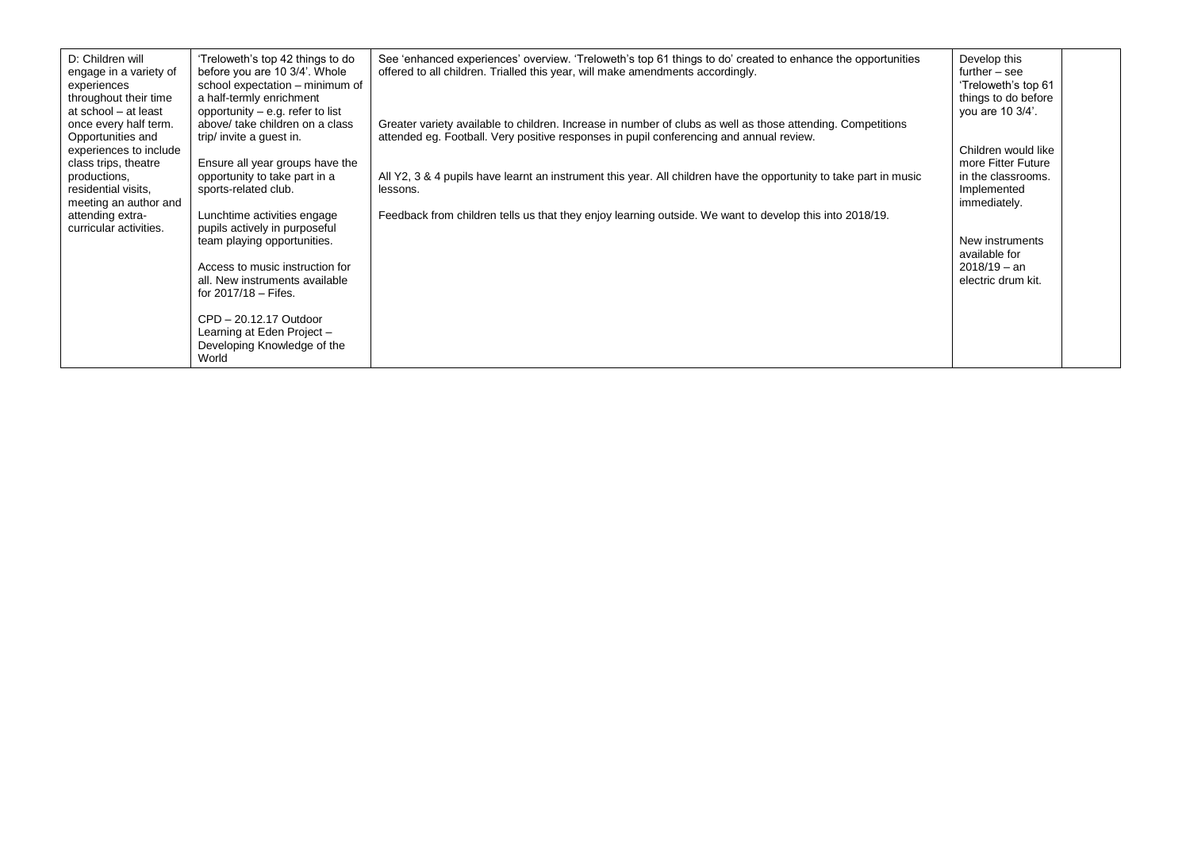| D: Children will engage in a variety of experiences throughout their time at school – at least once every half term. Opportunities and experiences to include class trips, theatre productions, residential visits, meeting an author and attending extra-curricular activities. | 'Treloweth's top 42 things to do before you are 10 3/4'. Whole school expectation – minimum of a half-termly enrichment opportunity – e.g. refer to list above/ take children on a class trip/ invite a guest in.<br><br>Ensure all year groups have the opportunity to take part in a sports-related club.<br><br>Lunchtime activities engage pupils actively in purposeful team playing opportunities.<br><br>Access to music instruction for all. New instruments available for 2017/18 – Fifes.<br><br>CPD – 20.12.17 Outdoor Learning at Eden Project – Developing Knowledge of the World | See 'enhanced experiences' overview. 'Treloweth's top 61 things to do' created to enhance the opportunities offered to all children. Trialled this year, will make amendments accordingly.<br><br>Greater variety available to children. Increase in number of clubs as well as those attending. Competitions attended eg. Football. Very positive responses in pupil conferencing and annual review.<br><br>All Y2, 3 & 4 pupils have learnt an instrument this year. All children have the opportunity to take part in music lessons.<br><br>Feedback from children tells us that they enjoy learning outside. We want to develop this into 2018/19. | Develop this further – see 'Treloweth's top 61 things to do before you are 10 3/4'.<br><br>Children would like more Fitter Future in the classrooms. Implemented immediately.<br><br>New instruments available for 2018/19 – an electric drum kit. | |
|---|---|---|---|---|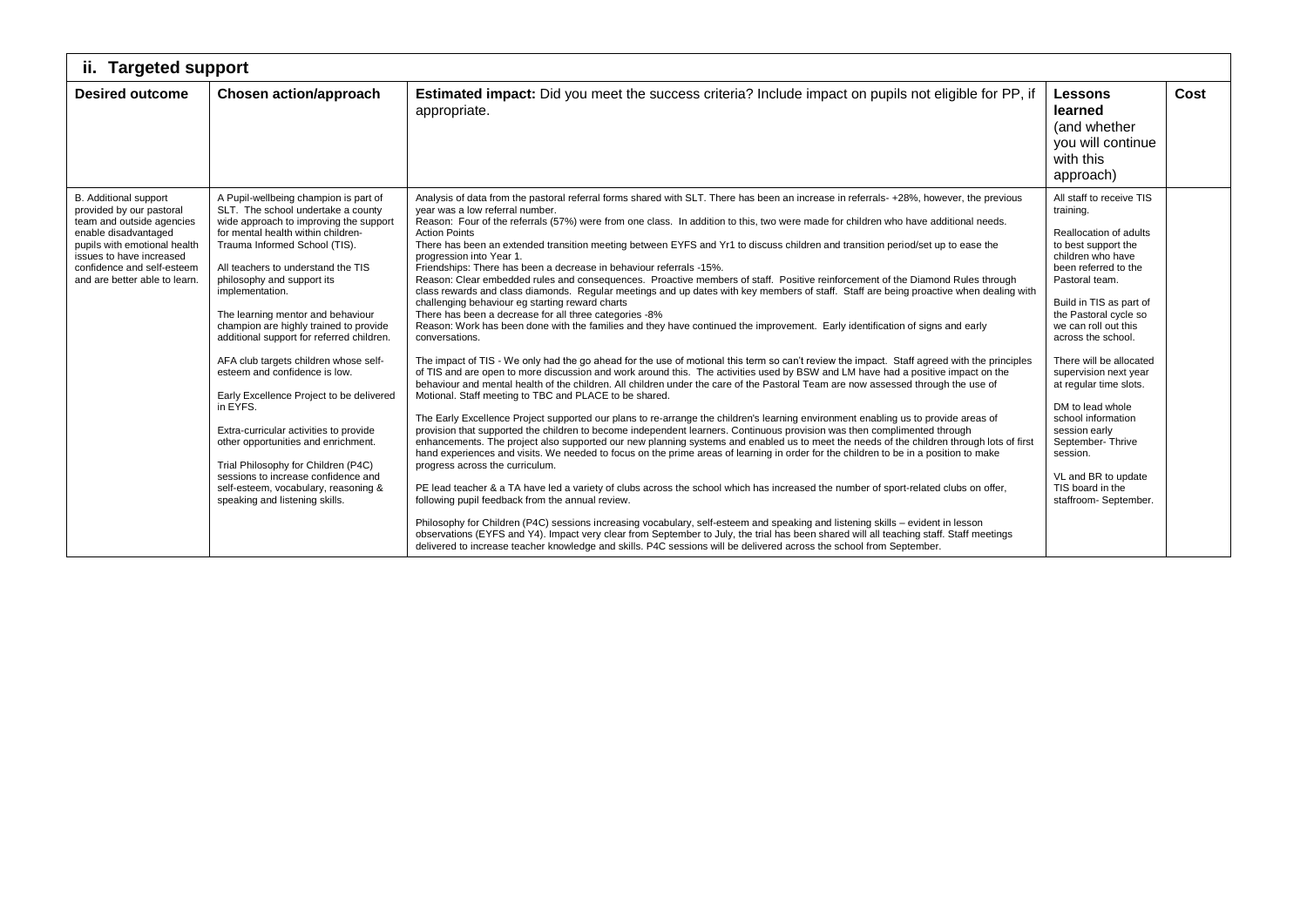## ii. Targeted support

| Desired outcome | Chosen action/approach | Estimated impact: Did you meet the success criteria? Include impact on pupils not eligible for PP, if appropriate. | Lessons learned (and whether you will continue with this approach) | Cost |
|---|---|---|---|---|
| B. Additional support provided by our pastoral team and outside agencies enable disadvantaged pupils with emotional health issues to have increased confidence and self-esteem and are better able to learn. | A Pupil-wellbeing champion is part of SLT. The school undertake a county wide approach to improving the support for mental health within children- Trauma Informed School (TIS).<br><br>All teachers to understand the TIS philosophy and support its implementation.<br><br>The learning mentor and behaviour champion are highly trained to provide additional support for referred children.<br><br>AFA club targets children whose self-esteem and confidence is low.<br><br>Early Excellence Project to be delivered in EYFS.<br><br>Extra-curricular activities to provide other opportunities and enrichment.<br><br>Trial Philosophy for Children (P4C) sessions to increase confidence and self-esteem, vocabulary, reasoning & speaking and listening skills. | Analysis of data from the pastoral referral forms shared with SLT. There has been an increase in referrals- +28%, however, the previous year was a low referral number.<br>Reason: Four of the referrals (57%) were from one class. In addition to this, two were made for children who have additional needs.<br>Action Points<br>There has been an extended transition meeting between EYFS and Yr1 to discuss children and transition period/set up to ease the progression into Year 1.<br>Friendships: There has been a decrease in behaviour referrals -15%.<br>Reason: Clear embedded rules and consequences. Proactive members of staff. Positive reinforcement of the Diamond Rules through class rewards and class diamonds. Regular meetings and up dates with key members of staff. Staff are being proactive when dealing with challenging behaviour eg starting reward charts<br>There has been a decrease for all three categories -8%<br>Reason: Work has been done with the families and they have continued the improvement. Early identification of signs and early conversations.<br><br>The impact of TIS - We only had the go ahead for the use of motional this term so can't review the impact. Staff agreed with the principles of TIS and are open to more discussion and work around this. The activities used by BSW and LM have had a positive impact on the behaviour and mental health of the children. All children under the care of the Pastoral Team are now assessed through the use of Motional. Staff meeting to TBC and PLACE to be shared.<br><br>The Early Excellence Project supported our plans to re-arrange the children's learning environment enabling us to provide areas of provision that supported the children to become independent learners. Continuous provision was then complimented through enhancements. The project also supported our new planning systems and enabled us to meet the needs of the children through lots of first hand experiences and visits. We needed to focus on the prime areas of learning in order for the children to be in a position to make progress across the curriculum.<br><br>PE lead teacher & a TA have led a variety of clubs across the school which has increased the number of sport-related clubs on offer, following pupil feedback from the annual review.<br><br>Philosophy for Children (P4C) sessions increasing vocabulary, self-esteem and speaking and listening skills – evident in lesson observations (EYFS and Y4). Impact very clear from September to July, the trial has been shared will all teaching staff. Staff meetings delivered to increase teacher knowledge and skills. P4C sessions will be delivered across the school from September. | All staff to receive TIS training.<br><br>Reallocation of adults to best support the children who have been referred to the Pastoral team.<br><br>Build in TIS as part of the Pastoral cycle so we can roll out this across the school.<br><br>There will be allocated supervision next year at regular time slots.<br><br>DM to lead whole school information session early September- Thrive session.<br><br>VL and BR to update TIS board in the staffroom- September. | |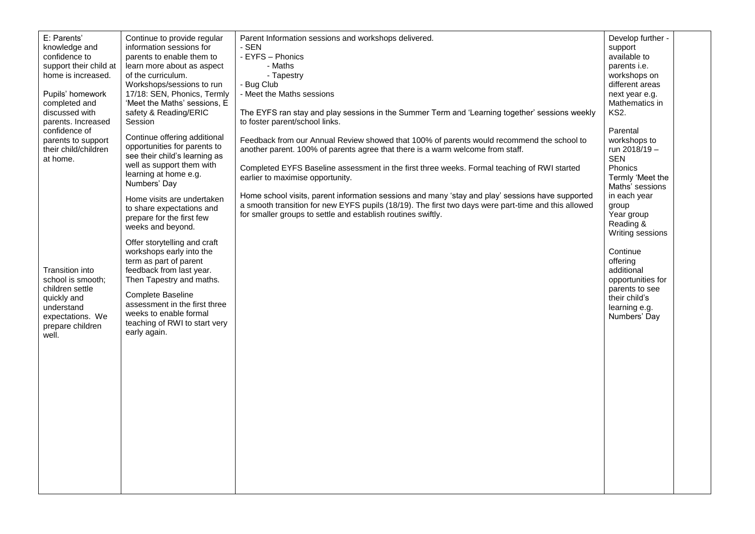| E: Parents' knowledge and confidence to support their child at home is increased.<br><br>Pupils' homework completed and discussed with parents. Increased confidence of parents to support their child/children at home.<br><br>Transition into school is smooth; children settle quickly and understand expectations. We prepare children well. | Continue to provide regular information sessions for parents to enable them to learn more about as aspect of the curriculum. Workshops/sessions to run 17/18: SEN, Phonics, Termly 'Meet the Maths' sessions, E safety & Reading/ERIC Session<br><br>Continue offering additional opportunities for parents to see their child's learning as well as support them with learning at home e.g. Numbers' Day<br><br>Home visits are undertaken to share expectations and prepare for the first few weeks and beyond.<br><br>Offer storytelling and craft workshops early into the term as part of parent feedback from last year. Then Tapestry and maths.<br><br>Complete Baseline assessment in the first three weeks to enable formal teaching of RWI to start very early again. | Parent Information sessions and workshops delivered.<br>- SEN<br>- EYFS – Phonics<br>- Maths<br>- Tapestry<br>- Bug Club<br>- Meet the Maths sessions<br><br>The EYFS ran stay and play sessions in the Summer Term and 'Learning together' sessions weekly to foster parent/school links.<br><br>Feedback from our Annual Review showed that 100% of parents would recommend the school to another parent. 100% of parents agree that there is a warm welcome from staff.<br><br>Completed EYFS Baseline assessment in the first three weeks. Formal teaching of RWI started earlier to maximise opportunity.<br><br>Home school visits, parent information sessions and many 'stay and play' sessions have supported a smooth transition for new EYFS pupils (18/19). The first two days were part-time and this allowed for smaller groups to settle and establish routines swiftly. | Develop further - support available to parents i.e. workshops on different areas next year e.g. Mathematics in KS2.<br><br>Parental workshops to run 2018/19 –<br>SEN<br>Phonics<br>Termly 'Meet the Maths' sessions in each year group<br>Year group Reading & Writing sessions<br><br>Continue offering additional opportunities for parents to see their child's learning e.g. Numbers' Day | |
|---|---|---|---|---|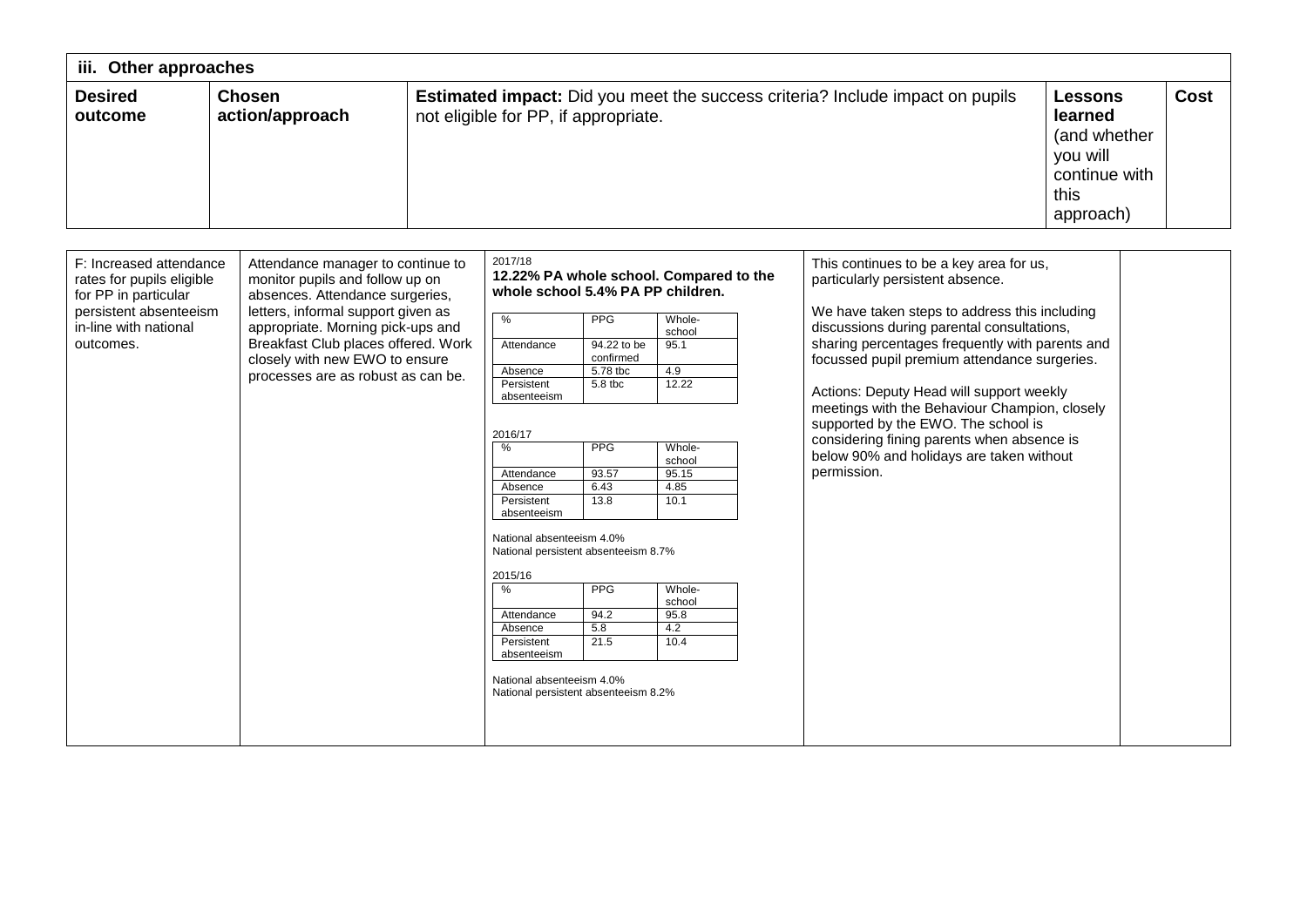| iii. Other approaches | | | | |
|---|---|---|---|---|
| **Desired outcome** | **Chosen action/approach** | **Estimated impact:** Did you meet the success criteria? Include impact on pupils not eligible for PP, if appropriate. | **Lessons learned** (and whether you will continue with this approach) | **Cost** |
| F: Increased attendance rates for pupils eligible for PP in particular persistent absenteeism in-line with national outcomes. | Attendance manager to continue to monitor pupils and follow up on absences. Attendance surgeries, letters, informal support given as appropriate. Morning pick-ups and Breakfast Club places offered. Work closely with new EWO to ensure processes are as robust as can be. | 2017/18<br>**12.22% PA whole school. Compared to the whole school 5.4% PA PP children.**<br><br>% / PPG / Whole-school<br>Attendance: 94.22 to be confirmed / 95.1<br>Absence: 5.78 tbc / 4.9<br>Persistent absenteeism: 5.8 tbc / 12.22<br><br>2016/17<br>% / PPG / Whole-school<br>Attendance: 93.57 / 95.15<br>Absence: 6.43 / 4.85<br>Persistent absenteeism: 13.8 / 10.1<br><br>National absenteeism 4.0%<br>National persistent absenteeism 8.7%<br><br>2015/16<br>% / PPG / Whole-school<br>Attendance: 94.2 / 95.8<br>Absence: 5.8 / 4.2<br>Persistent absenteeism: 21.5 / 10.4<br><br>National absenteeism 4.0%<br>National persistent absenteeism 8.2% | This continues to be a key area for us, particularly persistent absence.<br><br>We have taken steps to address this including discussions during parental consultations, sharing percentages frequently with parents and focussed pupil premium attendance surgeries.<br><br>Actions: Deputy Head will support weekly meetings with the Behaviour Champion, closely supported by the EWO. The school is considering fining parents when absence is below 90% and holidays are taken without permission. | |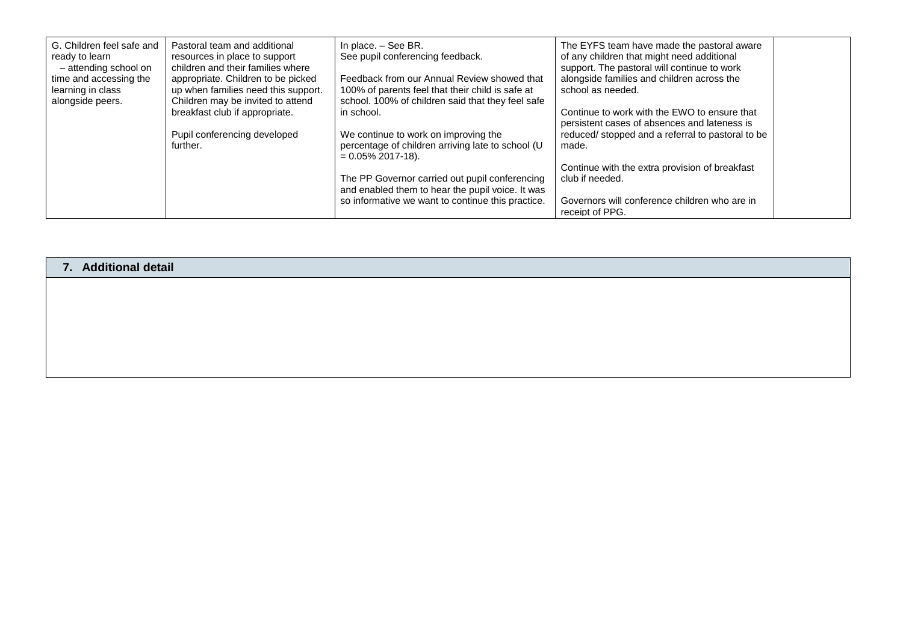| | | | | |
|---|---|---|---|---|
| G. Children feel safe and ready to learn – attending school on time and accessing the learning in class alongside peers. | Pastoral team and additional resources in place to support children and their families where appropriate. Children to be picked up when families need this support. Children may be invited to attend breakfast club if appropriate.<br><br>Pupil conferencing developed further. | In place. – See BR.<br>See pupil conferencing feedback.<br><br>Feedback from our Annual Review showed that 100% of parents feel that their child is safe at school. 100% of children said that they feel safe in school.<br><br>We continue to work on improving the percentage of children arriving late to school (U = 0.05% 2017-18).<br><br>The PP Governor carried out pupil conferencing and enabled them to hear the pupil voice. It was so informative we want to continue this practice. | The EYFS team have made the pastoral aware of any children that might need additional support. The pastoral will continue to work alongside families and children across the school as needed.<br><br>Continue to work with the EWO to ensure that persistent cases of absences and lateness is reduced/ stopped and a referral to pastoral to be made.<br><br>Continue with the extra provision of breakfast club if needed.<br><br>Governors will conference children who are in receipt of PPG. | |

## 7. Additional detail